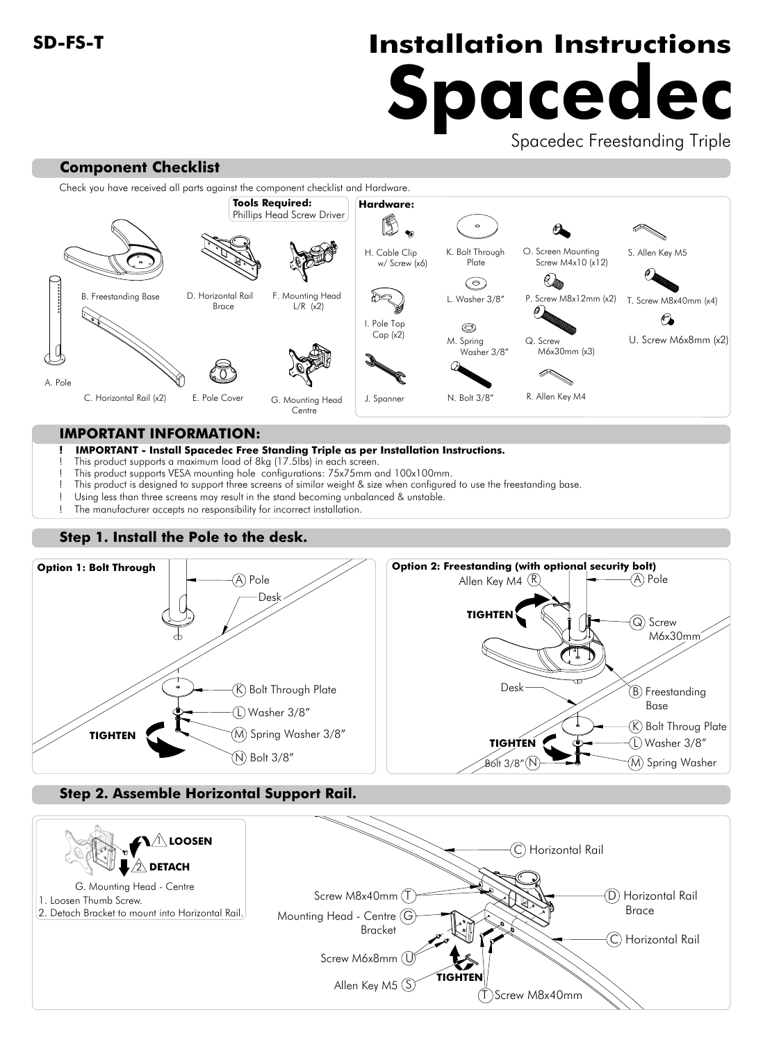SD-FS-T

# Installation Instructions

# Spacedec

Spacedec Freestanding Triple

## Component Checklist

Check you have received all parts against the component checklist and Hardware.

**Tools Required:**
Phillips Head Screw Driver

A. Pole

B. Freestanding Base

C. Horizontal Rail (x2)

D. Horizontal Rail Brace

E. Pole Cover

F. Mounting Head L/R (x2)

G. Mounting Head Centre

**Hardware:**

H. Cable Clip w/ Screw (x6)

I. Pole Top Cap (x2)

J. Spanner

K. Bolt Through Plate

L. Washer 3/8"

M. Spring Washer 3/8"

N. Bolt 3/8"

O. Screen Mounting Screw M4x10 (x12)

P. Screw M8x12mm (x2)

Q. Screw M6x30mm (x3)

R. Allen Key M4

S. Allen Key M5

T. Screw M8x40mm (x4)

U. Screw M6x8mm (x2)

## IMPORTANT INFORMATION:

! **IMPORTANT - Install Spacedec Free Standing Triple as per Installation Instructions.**
! This product supports a maximum load of 8kg (17.5lbs) in each screen.
! This product supports VESA mounting hole configurations: 75x75mm and 100x100mm.
! This product is designed to support three screens of similar weight & size when configured to use the freestanding base.
! Using less than three screens may result in the stand becoming unbalanced & unstable.
! The manufacturer accepts no responsibility for incorrect installation.

## Step 1. Install the Pole to the desk.

**Option 1: Bolt Through**

A Pole
Desk
K Bolt Through Plate
L Washer 3/8"
M Spring Washer 3/8"
N Bolt 3/8"
TIGHTEN

**Option 2: Freestanding (with optional security bolt)**

Allen Key M4 R
A Pole
TIGHTEN
Q Screw M6x30mm
Desk
B Freestanding Base
K Bolt Throug Plate
L Washer 3/8"
M Spring Washer
Bolt 3/8" N
TIGHTEN

## Step 2. Assemble Horizontal Support Rail.

1 LOOSEN
2 DETACH

G. Mounting Head - Centre
1. Loosen Thumb Screw.
2. Detach Bracket to mount into Horizontal Rail.

C Horizontal Rail
Screw M8x40mm T
D Horizontal Rail Brace
Mounting Head - Centre G Bracket
C Horizontal Rail
Screw M6x8mm U
Allen Key M5 S
TIGHTEN
T Screw M8x40mm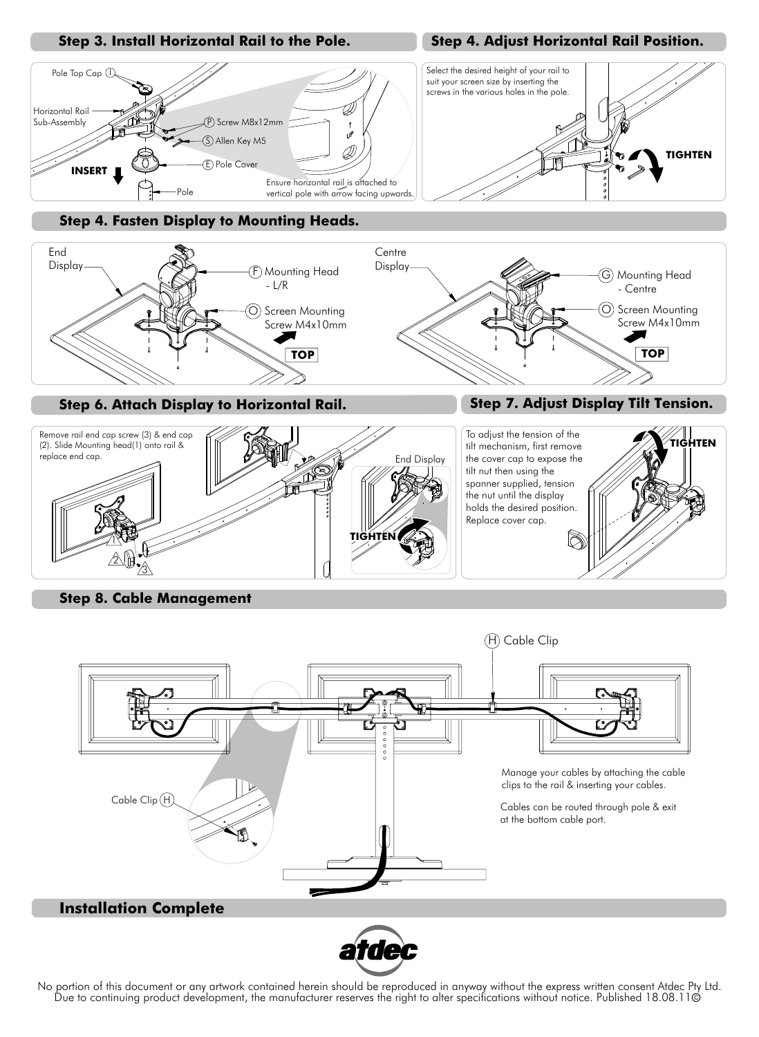## Step 3. Install Horizontal Rail to the Pole.

Pole Top Cap (I)

Horizontal Rail Sub-Assembly

(P) Screw M8x12mm

(S) Allen Key M5

(E) Pole Cover

**INSERT**

Pole

UP

Ensure horizontal rail is attached to vertical pole with arrow facing upwards.

## Step 4. Adjust Horizontal Rail Position.

Select the desired height of your rail to suit your screen size by inserting the screws in the various holes in the pole.

**TIGHTEN**

## Step 4. Fasten Display to Mounting Heads.

End Display

(F) Mounting Head - L/R

(O) Screen Mounting Screw M4x10mm

**TOP**

Centre Display

(G) Mounting Head - Centre

(O) Screen Mounting Screw M4x10mm

**TOP**

## Step 6. Attach Display to Horizontal Rail.

Remove rail end cap screw (3) & end cap (2). Slide Mounting head(1) onto rail & replace end cap.

End Display

**TIGHTEN**

1

2

3

## Step 7. Adjust Display Tilt Tension.

To adjust the tension of the tilt mechanism, first remove the cover cap to expose the tilt nut then using the spanner supplied, tension the nut until the display holds the desired position. Replace cover cap.

**TIGHTEN**

## Step 8. Cable Management

(H) Cable Clip

Cable Clip (H)

Manage your cables by attaching the cable clips to the rail & inserting your cables.

Cables can be routed through pole & exit at the bottom cable port.

## Installation Complete

atdec

No portion of this document or any artwork contained herein should be reproduced in anyway without the express written consent Atdec Pty Ltd. Due to continuing product development, the manufacturer reserves the right to alter specifications without notice. Published 18.08.11©